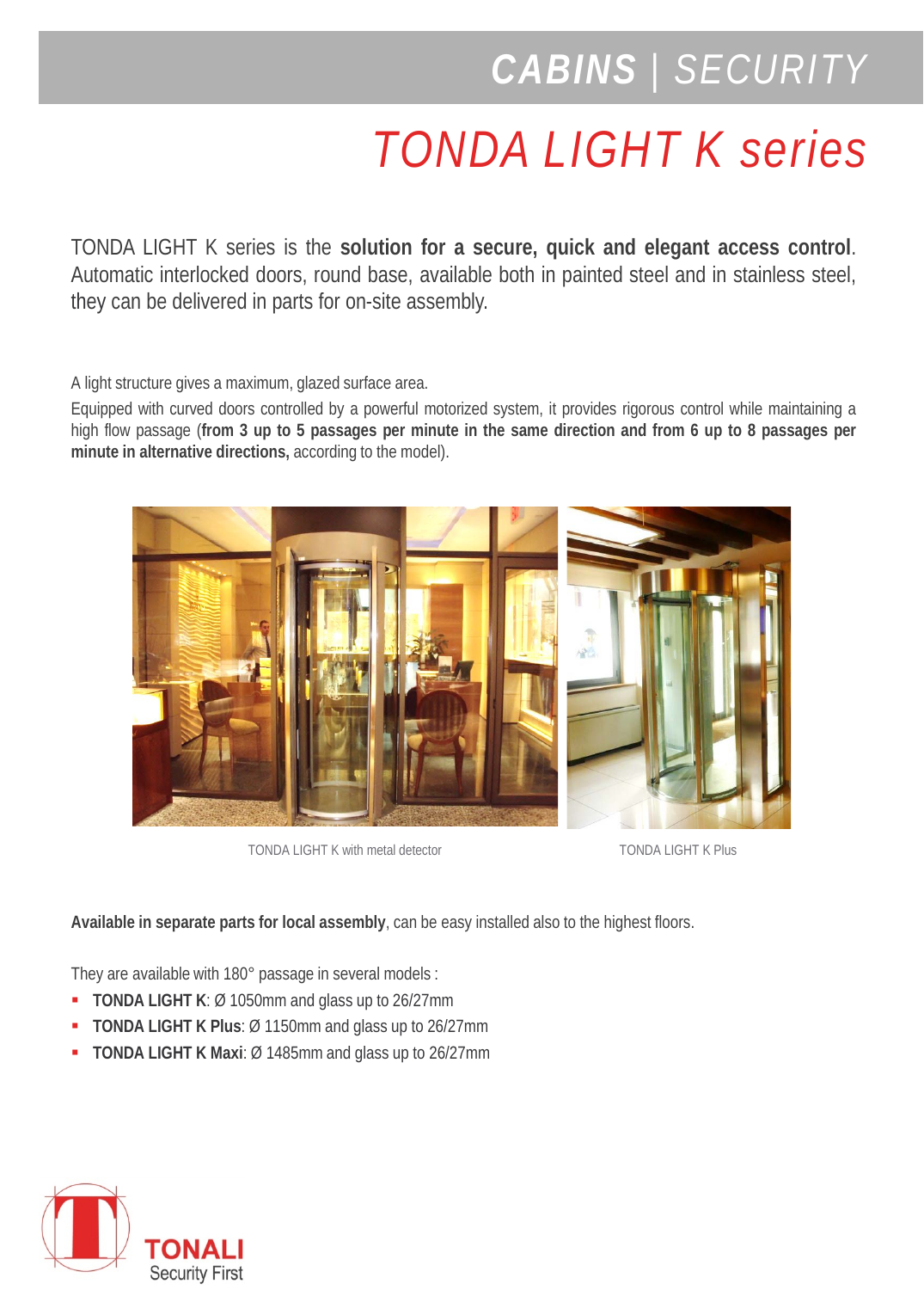# CABINS | SECURITY

# TONDA LIGHT K series

TONDA LIGHT K series is the **solution for a secure, quick and elegant access control**. Automatic interlocked doors, round base, available both in painted steel and in stainless steel, they can be delivered in parts for on-site assembly.

A light structure gives a maximum, glazed surface area.

Equipped with curved doors controlled by a powerful motorized system, it provides rigorous control while maintaining a high flow passage (**from 3 up to 5 passages per minute in the same direction and from 6 up to 8 passages per minute in alternative directions,** according to the model).

TONDA LIGHT K with metal detector

TONDA LIGHT K Plus

**Available in separate parts for local assembly**, can be easy installed also to the highest floors.

They are available with 180° passage in several models :

- **TONDA LIGHT K**: Ø 1050mm and glass up to 26/27mm
- **TONDA LIGHT K Plus**: Ø 1150mm and glass up to 26/27mm
- **TONDA LIGHT K Maxi**: Ø 1485mm and glass up to 26/27mm

TONALI
Security First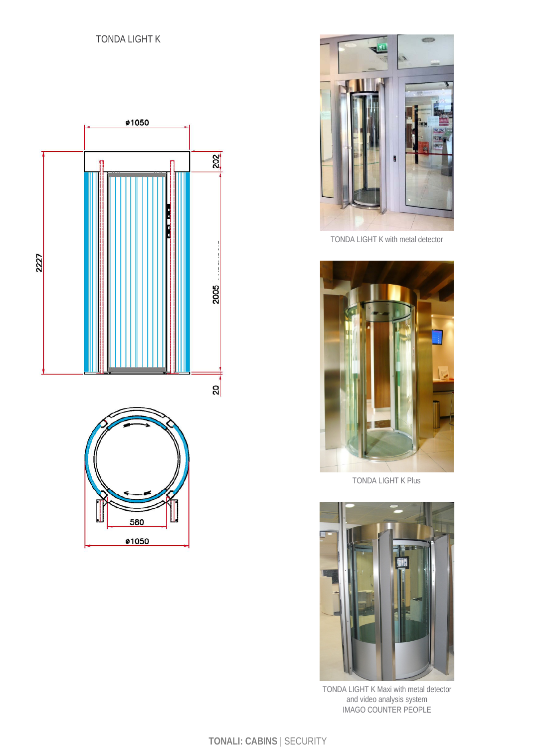TONDA LIGHT K

ø1050

202

2227

2005

20

580

ø1050

TONDA LIGHT K with metal detector

TONDA LIGHT K Plus

TONDA LIGHT K Maxi with metal detector
and video analysis system
IMAGO COUNTER PEOPLE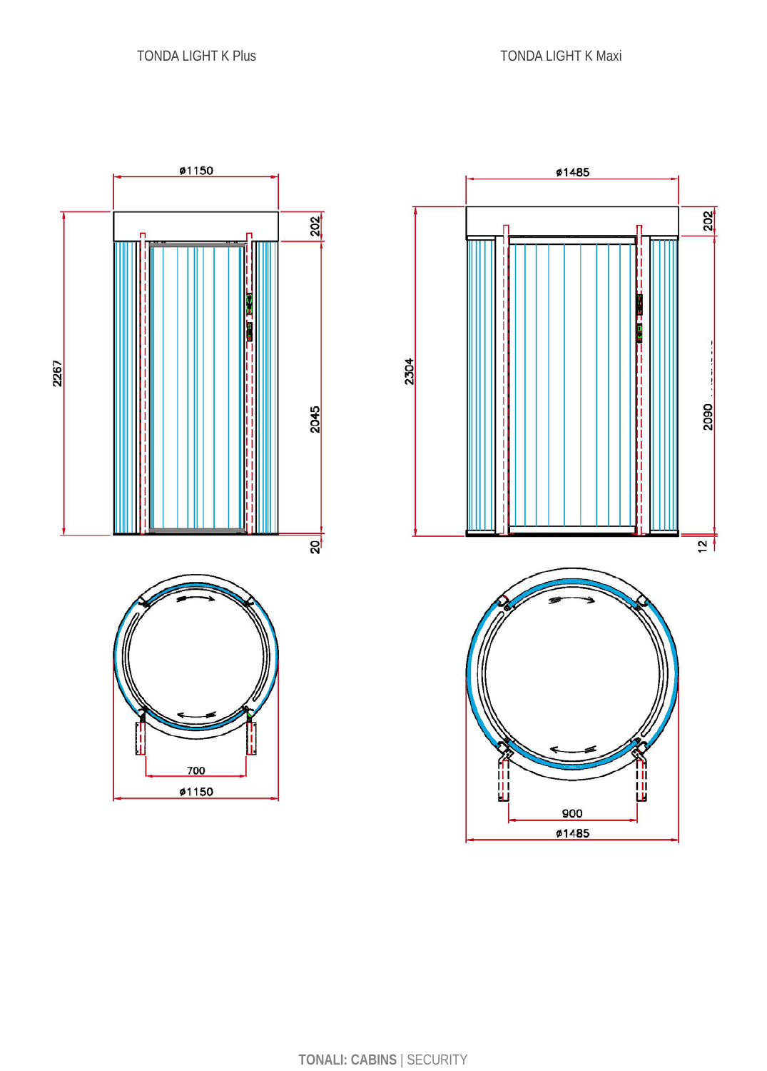TONDA LIGHT K Plus

ø1150

202

2267

2045

20

700

ø1150

TONDA LIGHT K Maxi

ø1485

202

2304

2090

12

900

ø1485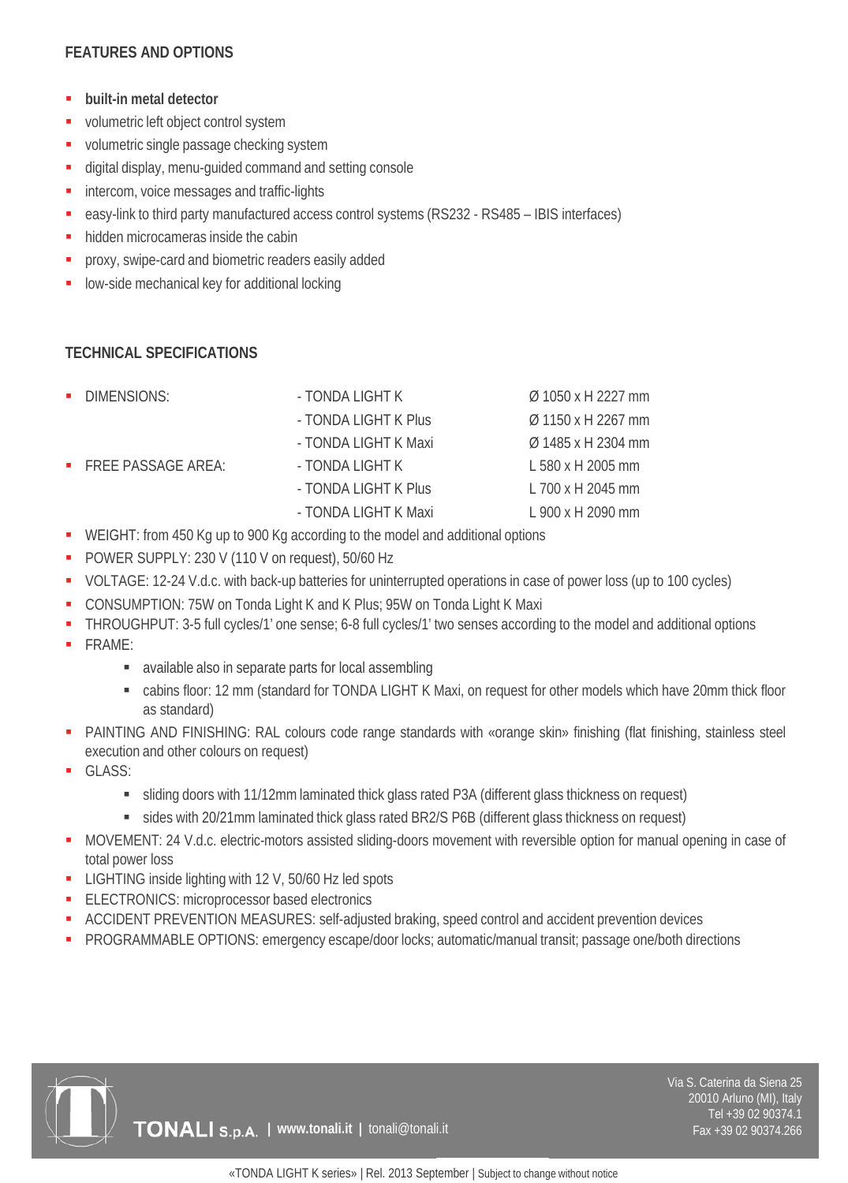## FEATURES AND OPTIONS

- **built-in metal detector**
- volumetric left object control system
- volumetric single passage checking system
- digital display, menu-guided command and setting console
- intercom, voice messages and traffic-lights
- easy-link to third party manufactured access control systems (RS232 - RS485 – IBIS interfaces)
- hidden microcameras inside the cabin
- proxy, swipe-card and biometric readers easily added
- low-side mechanical key for additional locking

## TECHNICAL SPECIFICATIONS

| | | |
|---|---|---|
| DIMENSIONS: | - TONDA LIGHT K | Ø 1050 x H 2227 mm |
| | - TONDA LIGHT K Plus | Ø 1150 x H 2267 mm |
| | - TONDA LIGHT K Maxi | Ø 1485 x H 2304 mm |
| FREE PASSAGE AREA: | - TONDA LIGHT K | L 580 x H 2005 mm |
| | - TONDA LIGHT K Plus | L 700 x H 2045 mm |
| | - TONDA LIGHT K Maxi | L 900 x H 2090 mm |

- WEIGHT: from 450 Kg up to 900 Kg according to the model and additional options
- POWER SUPPLY: 230 V (110 V on request), 50/60 Hz
- VOLTAGE: 12-24 V.d.c. with back-up batteries for uninterrupted operations in case of power loss (up to 100 cycles)
- CONSUMPTION: 75W on Tonda Light K and K Plus; 95W on Tonda Light K Maxi
- THROUGHPUT: 3-5 full cycles/1' one sense; 6-8 full cycles/1' two senses according to the model and additional options
- FRAME:
  - available also in separate parts for local assembling
  - cabins floor: 12 mm (standard for TONDA LIGHT K Maxi, on request for other models which have 20mm thick floor as standard)
- PAINTING AND FINISHING: RAL colours code range standards with «orange skin» finishing (flat finishing, stainless steel execution and other colours on request)
- GLASS:
  - sliding doors with 11/12mm laminated thick glass rated P3A (different glass thickness on request)
  - sides with 20/21mm laminated thick glass rated BR2/S P6B (different glass thickness on request)
- MOVEMENT: 24 V.d.c. electric-motors assisted sliding-doors movement with reversible option for manual opening in case of total power loss
- LIGHTING inside lighting with 12 V, 50/60 Hz led spots
- ELECTRONICS: microprocessor based electronics
- ACCIDENT PREVENTION MEASURES: self-adjusted braking, speed control and accident prevention devices
- PROGRAMMABLE OPTIONS: emergency escape/door locks; automatic/manual transit; passage one/both directions

TONALI S.p.A. | www.tonali.it | tonali@tonali.it

Via S. Caterina da Siena 25
20010 Arluno (MI), Italy
Tel +39 02 90374.1
Fax +39 02 90374.266

«TONDA LIGHT K series» | Rel. 2013 September | Subject to change without notice